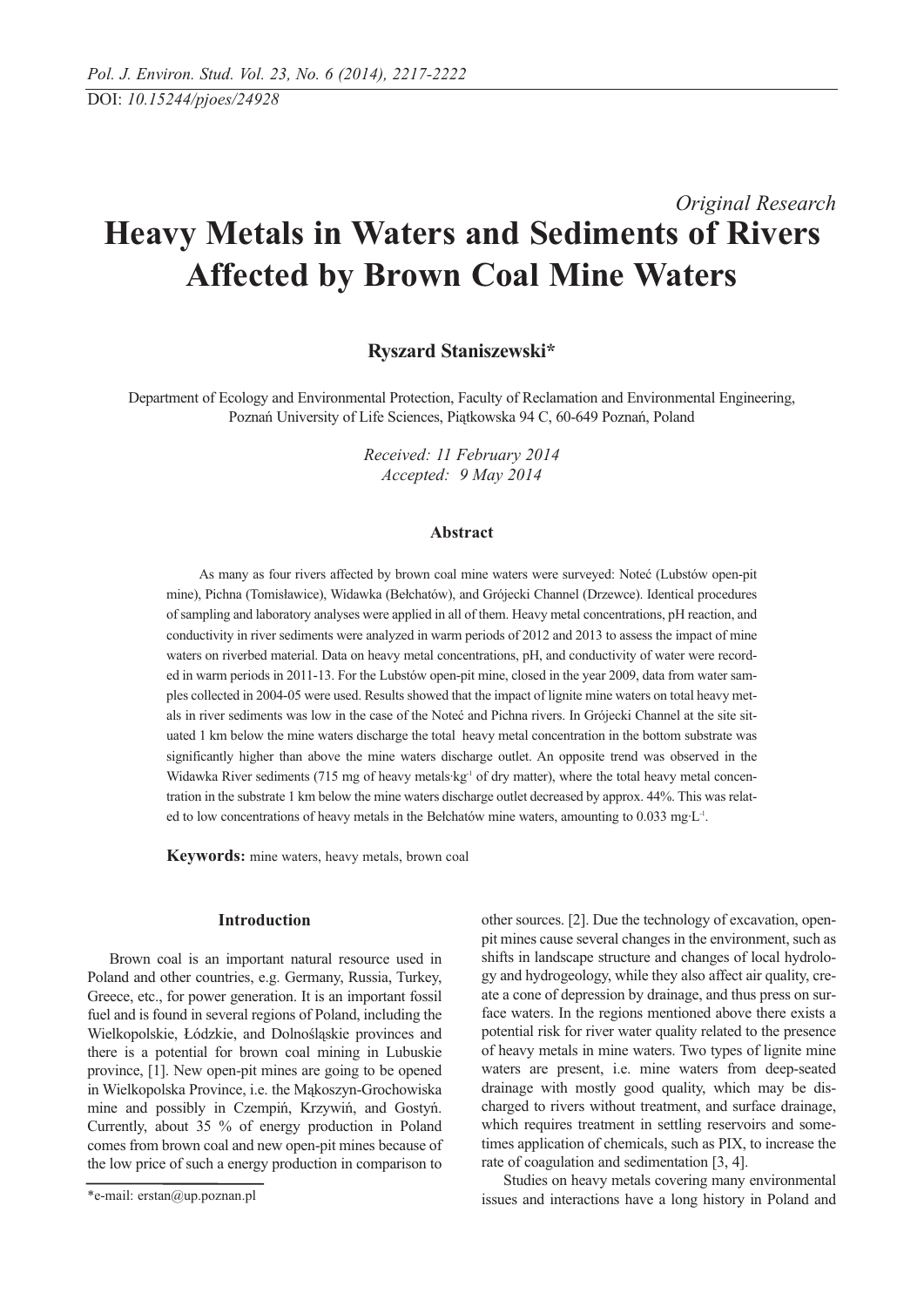*Original Research*

# Heavy Metals in Waters and Sediments of Rivers Affected by Brown Coal Mine Waters

**Ryszard Staniszewski***

Department of Ecology and Environmental Protection, Faculty of Reclamation and Environmental Engineering, Poznań University of Life Sciences, Piątkowska 94 C, 60-649 Poznań, Poland

*Received: 11 February 2014*
*Accepted: 9 May 2014*

### Abstract

As many as four rivers affected by brown coal mine waters were surveyed: Noteć (Lubstów open-pit mine), Pichna (Tomisławice), Widawka (Bełchatów), and Grójecki Channel (Drzewce). Identical procedures of sampling and laboratory analyses were applied in all of them. Heavy metal concentrations, pH reaction, and conductivity in river sediments were analyzed in warm periods of 2012 and 2013 to assess the impact of mine waters on riverbed material. Data on heavy metal concentrations, pH, and conductivity of water were recorded in warm periods in 2011-13. For the Lubstów open-pit mine, closed in the year 2009, data from water samples collected in 2004-05 were used. Results showed that the impact of lignite mine waters on total heavy metals in river sediments was low in the case of the Noteć and Pichna rivers. In Grójecki Channel at the site situated 1 km below the mine waters discharge the total heavy metal concentration in the bottom substrate was significantly higher than above the mine waters discharge outlet. An opposite trend was observed in the Widawka River sediments (715 mg of heavy metals$\cdot$kg$^{-1}$ of dry matter), where the total heavy metal concentration in the substrate 1 km below the mine waters discharge outlet decreased by approx. 44%. This was related to low concentrations of heavy metals in the Bełchatów mine waters, amounting to 0.033 mg$\cdot$L$^{-1}$.

**Keywords:** mine waters, heavy metals, brown coal

### Introduction

Brown coal is an important natural resource used in Poland and other countries, e.g. Germany, Russia, Turkey, Greece, etc., for power generation. It is an important fossil fuel and is found in several regions of Poland, including the Wielkopolskie, Łódzkie, and Dolnośląskie provinces and there is a potential for brown coal mining in Lubuskie province, [1]. New open-pit mines are going to be opened in Wielkopolska Province, i.e. the Mąkoszyn-Grochowiska mine and possibly in Czempiń, Krzywiń, and Gostyń. Currently, about 35 % of energy production in Poland comes from brown coal and new open-pit mines because of the low price of such a energy production in comparison to other sources. [2]. Due the technology of excavation, open-pit mines cause several changes in the environment, such as shifts in landscape structure and changes of local hydrology and hydrogeology, while they also affect air quality, create a cone of depression by drainage, and thus press on surface waters. In the regions mentioned above there exists a potential risk for river water quality related to the presence of heavy metals in mine waters. Two types of lignite mine waters are present, i.e. mine waters from deep-seated drainage with mostly good quality, which may be discharged to rivers without treatment, and surface drainage, which requires treatment in settling reservoirs and sometimes application of chemicals, such as PIX, to increase the rate of coagulation and sedimentation [3, 4].

Studies on heavy metals covering many environmental issues and interactions have a long history in Poland and

*e-mail: erstan@up.poznan.pl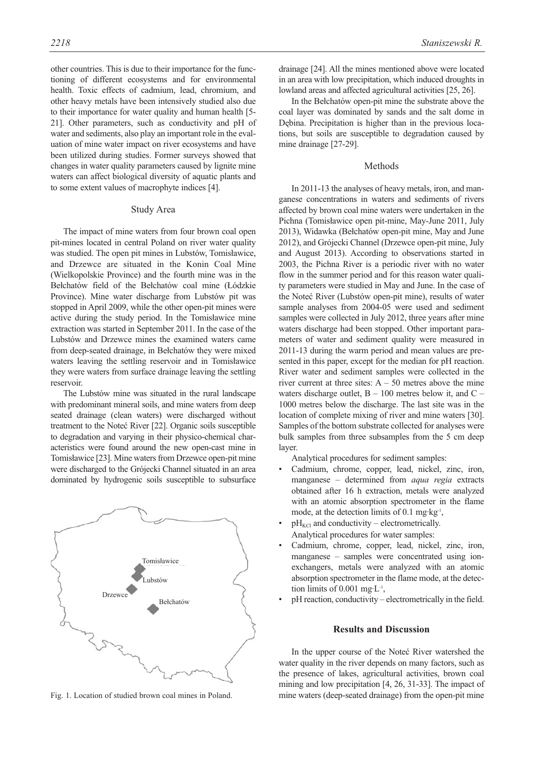other countries. This is due to their importance for the functioning of different ecosystems and for environmental health. Toxic effects of cadmium, lead, chromium, and other heavy metals have been intensively studied also due to their importance for water quality and human health [5-21]. Other parameters, such as conductivity and pH of water and sediments, also play an important role in the evaluation of mine water impact on river ecosystems and have been utilized during studies. Former surveys showed that changes in water quality parameters caused by lignite mine waters can affect biological diversity of aquatic plants and to some extent values of macrophyte indices [4].

## Study Area

The impact of mine waters from four brown coal open pit-mines located in central Poland on river water quality was studied. The open pit mines in Lubstów, Tomisławice, and Drzewce are situated in the Konin Coal Mine (Wielkopolskie Province) and the fourth mine was in the Bełchatów field of the Bełchatów coal mine (Łódzkie Province). Mine water discharge from Lubstów pit was stopped in April 2009, while the other open-pit mines were active during the study period. In the Tomisławice mine extraction was started in September 2011. In the case of the Lubstów and Drzewce mines the examined waters came from deep-seated drainage, in Bełchatów they were mixed waters leaving the settling reservoir and in Tomisławice they were waters from surface drainage leaving the settling reservoir.

The Lubstów mine was situated in the rural landscape with predominant mineral soils, and mine waters from deep seated drainage (clean waters) were discharged without treatment to the Noteć River [22]. Organic soils susceptible to degradation and varying in their physico-chemical characteristics were found around the new open-cast mine in Tomisławice [23]. Mine waters from Drzewce open-pit mine were discharged to the Grójecki Channel situated in an area dominated by hydrogenic soils susceptible to subsurface drainage [24]. All the mines mentioned above were located in an area with low precipitation, which induced droughts in lowland areas and affected agricultural activities [25, 26].

In the Bełchatów open-pit mine the substrate above the coal layer was dominated by sands and the salt dome in Dębina. Precipitation is higher than in the previous locations, but soils are susceptible to degradation caused by mine drainage [27-29].

Fig. 1. Location of studied brown coal mines in Poland.

## Methods

In 2011-13 the analyses of heavy metals, iron, and manganese concentrations in waters and sediments of rivers affected by brown coal mine waters were undertaken in the Pichna (Tomisławice open pit-mine, May-June 2011, July 2013), Widawka (Bełchatów open-pit mine, May and June 2012), and Grójecki Channel (Drzewce open-pit mine, July and August 2013). According to observations started in 2003, the Pichna River is a periodic river with no water flow in the summer period and for this reason water quality parameters were studied in May and June. In the case of the Noteć River (Lubstów open-pit mine), results of water sample analyses from 2004-05 were used and sediment samples were collected in July 2012, three years after mine waters discharge had been stopped. Other important parameters of water and sediment quality were measured in 2011-13 during the warm period and mean values are presented in this paper, except for the median for pH reaction. River water and sediment samples were collected in the river current at three sites: A – 50 metres above the mine waters discharge outlet, B – 100 metres below it, and C – 1000 metres below the discharge. The last site was in the location of complete mixing of river and mine waters [30]. Samples of the bottom substrate collected for analyses were bulk samples from three subsamples from the 5 cm deep layer.

Analytical procedures for sediment samples:

- Cadmium, chrome, copper, lead, nickel, zinc, iron, manganese – determined from *aqua regia* extracts obtained after 16 h extraction, metals were analyzed with an atomic absorption spectrometer in the flame mode, at the detection limits of 0.1 mg·kg$^{-1}$,
- $pH_{KCl}$ and conductivity – electrometrically.

Analytical procedures for water samples:

- Cadmium, chrome, copper, lead, nickel, zinc, iron, manganese – samples were concentrated using ion-exchangers, metals were analyzed with an atomic absorption spectrometer in the flame mode, at the detection limits of 0.001 mg·L$^{-1}$,
- pH reaction, conductivity – electrometrically in the field.

## Results and Discussion

In the upper course of the Noteć River watershed the water quality in the river depends on many factors, such as the presence of lakes, agricultural activities, brown coal mining and low precipitation [4, 26, 31-33]. The impact of mine waters (deep-seated drainage) from the open-pit mine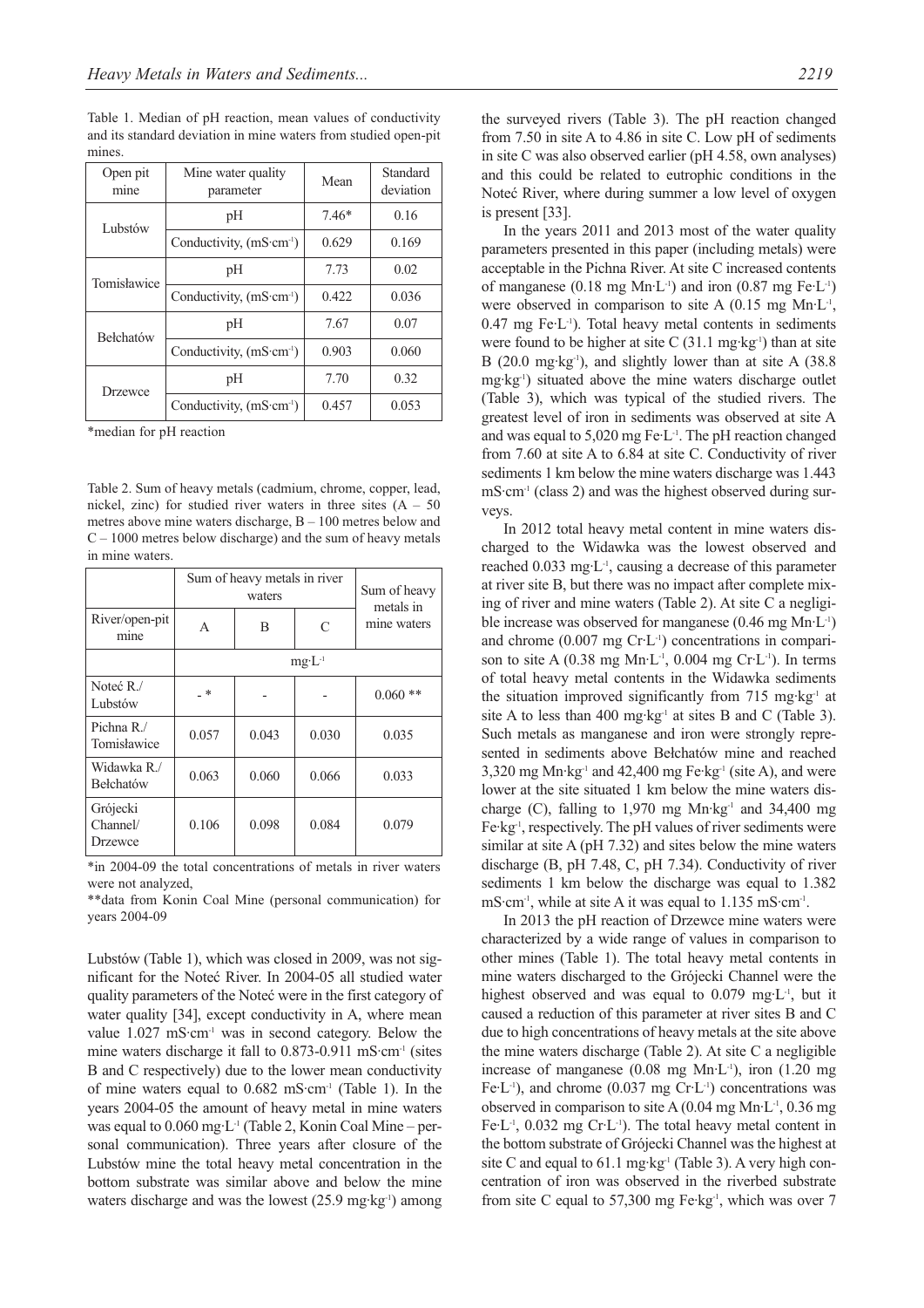Table 1. Median of pH reaction, mean values of conductivity and its standard deviation in mine waters from studied open-pit mines.

| Open pit mine | Mine water quality parameter | Mean | Standard deviation |
|---|---|---|---|
| Lubstów | pH | 7.46* | 0.16 |
| | Conductivity, ($mS \cdot cm^{-1}$) | 0.629 | 0.169 |
| Tomisławice | pH | 7.73 | 0.02 |
| | Conductivity, ($mS \cdot cm^{-1}$) | 0.422 | 0.036 |
| Bełchatów | pH | 7.67 | 0.07 |
| | Conductivity, ($mS \cdot cm^{-1}$) | 0.903 | 0.060 |
| Drzewce | pH | 7.70 | 0.32 |
| | Conductivity, ($mS \cdot cm^{-1}$) | 0.457 | 0.053 |

*median for pH reaction

Table 2. Sum of heavy metals (cadmium, chrome, copper, lead, nickel, zinc) for studied river waters in three sites (A – 50 metres above mine waters discharge, B – 100 metres below and C – 1000 metres below discharge) and the sum of heavy metals in mine waters.

| | Sum of heavy metals in river waters | | | Sum of heavy metals in mine waters |
|---|---|---|---|---|
| River/open-pit mine | A | B | C | |
| | $mg \cdot L^{-1}$ | | | |
| Noteć R./ Lubstów | - * | - | - | 0.060 ** |
| Pichna R./ Tomisławice | 0.057 | 0.043 | 0.030 | 0.035 |
| Widawka R./ Bełchatów | 0.063 | 0.060 | 0.066 | 0.033 |
| Grójecki Channel/ Drzewce | 0.106 | 0.098 | 0.084 | 0.079 |

*in 2004-09 the total concentrations of metals in river waters were not analyzed,

**data from Konin Coal Mine (personal communication) for years 2004-09

Lubstów (Table 1), which was closed in 2009, was not significant for the Noteć River. In 2004-05 all studied water quality parameters of the Noteć were in the first category of water quality [34], except conductivity in A, where mean value 1.027 $mS \cdot cm^{-1}$ was in second category. Below the mine waters discharge it fall to 0.873-0.911 $mS \cdot cm^{-1}$ (sites B and C respectively) due to the lower mean conductivity of mine waters equal to 0.682 $mS \cdot cm^{-1}$ (Table 1). In the years 2004-05 the amount of heavy metal in mine waters was equal to 0.060 $mg \cdot L^{-1}$ (Table 2, Konin Coal Mine – personal communication). Three years after closure of the Lubstów mine the total heavy metal concentration in the bottom substrate was similar above and below the mine waters discharge and was the lowest (25.9 $mg \cdot kg^{-1}$) among the surveyed rivers (Table 3). The pH reaction changed from 7.50 in site A to 4.86 in site C. Low pH of sediments in site C was also observed earlier (pH 4.58, own analyses) and this could be related to eutrophic conditions in the Noteć River, where during summer a low level of oxygen is present [33].

In the years 2011 and 2013 most of the water quality parameters presented in this paper (including metals) were acceptable in the Pichna River. At site C increased contents of manganese (0.18 $mg\ Mn \cdot L^{-1}$) and iron (0.87 $mg\ Fe \cdot L^{-1}$) were observed in comparison to site A (0.15 $mg\ Mn \cdot L^{-1}$, 0.47 $mg\ Fe \cdot L^{-1}$). Total heavy metal contents in sediments were found to be higher at site C (31.1 $mg \cdot kg^{-1}$) than at site B (20.0 $mg \cdot kg^{-1}$), and slightly lower than at site A (38.8 $mg \cdot kg^{-1}$) situated above the mine waters discharge outlet (Table 3), which was typical of the studied rivers. The greatest level of iron in sediments was observed at site A and was equal to 5,020 $mg\ Fe \cdot L^{-1}$. The pH reaction changed from 7.60 at site A to 6.84 at site C. Conductivity of river sediments 1 km below the mine waters discharge was 1.443 $mS \cdot cm^{-1}$ (class 2) and was the highest observed during surveys.

In 2012 total heavy metal content in mine waters discharged to the Widawka was the lowest observed and reached 0.033 $mg \cdot L^{-1}$, causing a decrease of this parameter at river site B, but there was no impact after complete mixing of river and mine waters (Table 2). At site C a negligible increase was observed for manganese (0.46 $mg\ Mn \cdot L^{-1}$) and chrome (0.007 $mg\ Cr \cdot L^{-1}$) concentrations in comparison to site A (0.38 $mg\ Mn \cdot L^{-1}$, 0.004 $mg\ Cr \cdot L^{-1}$). In terms of total heavy metal contents in the Widawka sediments the situation improved significantly from 715 $mg \cdot kg^{-1}$ at site A to less than 400 $mg \cdot kg^{-1}$ at sites B and C (Table 3). Such metals as manganese and iron were strongly represented in sediments above Bełchatów mine and reached 3,320 $mg\ Mn \cdot kg^{-1}$ and 42,400 $mg\ Fe \cdot kg^{-1}$ (site A), and were lower at the site situated 1 km below the mine waters discharge (C), falling to 1,970 $mg\ Mn \cdot kg^{-1}$ and 34,400 $mg\ Fe \cdot kg^{-1}$, respectively. The pH values of river sediments were similar at site A (pH 7.32) and sites below the mine waters discharge (B, pH 7.48, C, pH 7.34). Conductivity of river sediments 1 km below the discharge was equal to 1.382 $mS \cdot cm^{-1}$, while at site A it was equal to 1.135 $mS \cdot cm^{-1}$.

In 2013 the pH reaction of Drzewce mine waters were characterized by a wide range of values in comparison to other mines (Table 1). The total heavy metal contents in mine waters discharged to the Grójecki Channel were the highest observed and was equal to 0.079 $mg \cdot L^{-1}$, but it caused a reduction of this parameter at river sites B and C due to high concentrations of heavy metals at the site above the mine waters discharge (Table 2). At site C a negligible increase of manganese (0.08 $mg\ Mn \cdot L^{-1}$), iron (1.20 $mg\ Fe \cdot L^{-1}$), and chrome (0.037 $mg\ Cr \cdot L^{-1}$) concentrations was observed in comparison to site A (0.04 $mg\ Mn \cdot L^{-1}$, 0.36 $mg\ Fe \cdot L^{-1}$, 0.032 $mg\ Cr \cdot L^{-1}$). The total heavy metal content in the bottom substrate of Grójecki Channel was the highest at site C and equal to 61.1 $mg \cdot kg^{-1}$ (Table 3). A very high concentration of iron was observed in the riverbed substrate from site C equal to 57,300 $mg\ Fe \cdot kg^{-1}$, which was over 7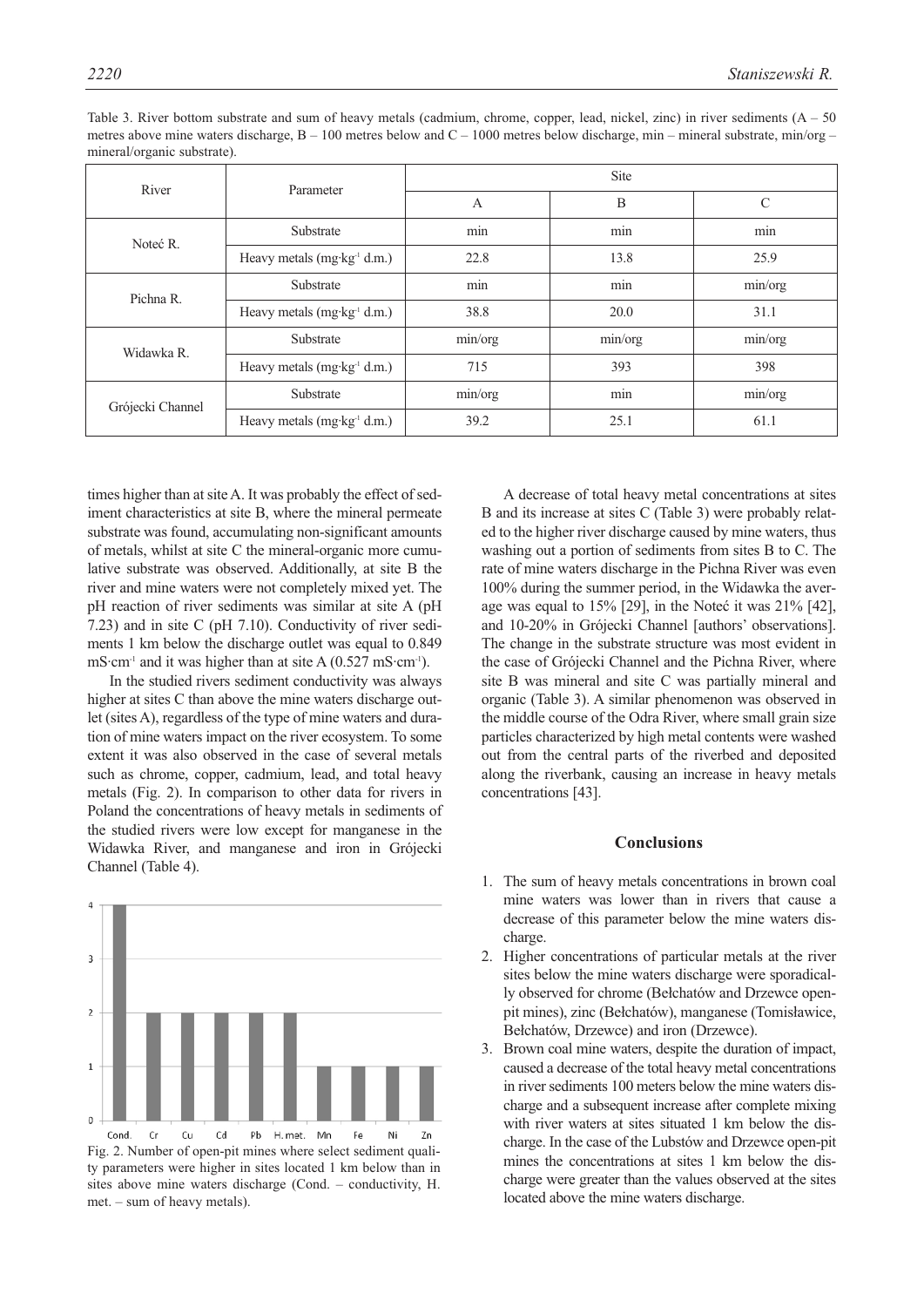Table 3. River bottom substrate and sum of heavy metals (cadmium, chrome, copper, lead, nickel, zinc) in river sediments (A – 50 metres above mine waters discharge, B – 100 metres below and C – 1000 metres below discharge, min – mineral substrate, min/org – mineral/organic substrate).

| River | Parameter | Site | | |
|---|---|---|---|---|
| | | A | B | C |
| Noteć R. | Substrate | min | min | min |
| | Heavy metals (mg·kg$^{-1}$ d.m.) | 22.8 | 13.8 | 25.9 |
| Pichna R. | Substrate | min | min | min/org |
| | Heavy metals (mg·kg$^{-1}$ d.m.) | 38.8 | 20.0 | 31.1 |
| Widawka R. | Substrate | min/org | min/org | min/org |
| | Heavy metals (mg·kg$^{-1}$ d.m.) | 715 | 393 | 398 |
| Grójecki Channel | Substrate | min/org | min | min/org |
| | Heavy metals (mg·kg$^{-1}$ d.m.) | 39.2 | 25.1 | 61.1 |

times higher than at site A. It was probably the effect of sediment characteristics at site B, where the mineral permeate substrate was found, accumulating non-significant amounts of metals, whilst at site C the mineral-organic more cumulative substrate was observed. Additionally, at site B the river and mine waters were not completely mixed yet. The pH reaction of river sediments was similar at site A (pH 7.23) and in site C (pH 7.10). Conductivity of river sediments 1 km below the discharge outlet was equal to 0.849 mS·cm$^{-1}$ and it was higher than at site A (0.527 mS·cm$^{-1}$).

In the studied rivers sediment conductivity was always higher at sites C than above the mine waters discharge outlet (sites A), regardless of the type of mine waters and duration of mine waters impact on the river ecosystem. To some extent it was also observed in the case of several metals such as chrome, copper, cadmium, lead, and total heavy metals (Fig. 2). In comparison to other data for rivers in Poland the concentrations of heavy metals in sediments of the studied rivers were low except for manganese in the Widawka River, and manganese and iron in Grójecki Channel (Table 4).

Fig. 2. Number of open-pit mines where select sediment quality parameters were higher in sites located 1 km below than in sites above mine waters discharge (Cond. – conductivity, H. met. – sum of heavy metals).

A decrease of total heavy metal concentrations at sites B and its increase at sites C (Table 3) were probably related to the higher river discharge caused by mine waters, thus washing out a portion of sediments from sites B to C. The rate of mine waters discharge in the Pichna River was even 100% during the summer period, in the Widawka the average was equal to 15% [29], in the Noteć it was 21% [42], and 10-20% in Grójecki Channel [authors' observations]. The change in the substrate structure was most evident in the case of Grójecki Channel and the Pichna River, where site B was mineral and site C was partially mineral and organic (Table 3). A similar phenomenon was observed in the middle course of the Odra River, where small grain size particles characterized by high metal contents were washed out from the central parts of the riverbed and deposited along the riverbank, causing an increase in heavy metals concentrations [43].

## Conclusions

1. The sum of heavy metals concentrations in brown coal mine waters was lower than in rivers that cause a decrease of this parameter below the mine waters discharge.
2. Higher concentrations of particular metals at the river sites below the mine waters discharge were sporadically observed for chrome (Bełchatów and Drzewce openpit mines), zinc (Bełchatów), manganese (Tomisławice, Bełchatów, Drzewce) and iron (Drzewce).
3. Brown coal mine waters, despite the duration of impact, caused a decrease of the total heavy metal concentrations in river sediments 100 meters below the mine waters discharge and a subsequent increase after complete mixing with river waters at sites situated 1 km below the discharge. In the case of the Lubstów and Drzewce open-pit mines the concentrations at sites 1 km below the discharge were greater than the values observed at the sites located above the mine waters discharge.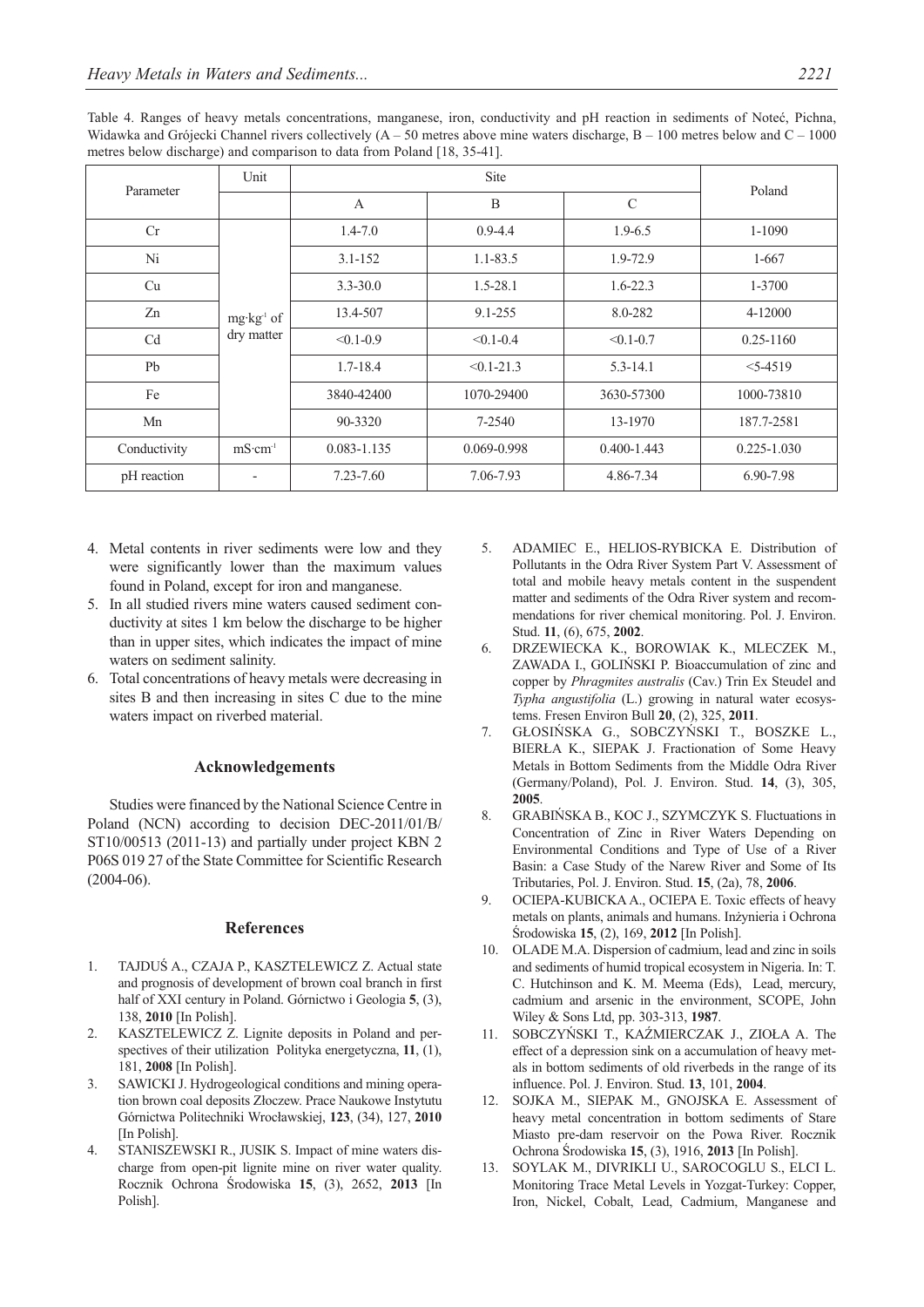Table 4. Ranges of heavy metals concentrations, manganese, iron, conductivity and pH reaction in sediments of Noteć, Pichna, Widawka and Grójecki Channel rivers collectively (A – 50 metres above mine waters discharge, B – 100 metres below and C – 1000 metres below discharge) and comparison to data from Poland [18, 35-41].

| Parameter | Unit | Site | | | Poland |
|---|---|---|---|---|---|
| | | A | B | C | |
| Cr | $mg \cdot kg^{-1}$ of dry matter | 1.4-7.0 | 0.9-4.4 | 1.9-6.5 | 1-1090 |
| Ni | | 3.1-152 | 1.1-83.5 | 1.9-72.9 | 1-667 |
| Cu | | 3.3-30.0 | 1.5-28.1 | 1.6-22.3 | 1-3700 |
| Zn | | 13.4-507 | 9.1-255 | 8.0-282 | 4-12000 |
| Cd | | <0.1-0.9 | <0.1-0.4 | <0.1-0.7 | 0.25-1160 |
| Pb | | 1.7-18.4 | <0.1-21.3 | 5.3-14.1 | <5-4519 |
| Fe | | 3840-42400 | 1070-29400 | 3630-57300 | 1000-73810 |
| Mn | | 90-3320 | 7-2540 | 13-1970 | 187.7-2581 |
| Conductivity | $mS \cdot cm^{-1}$ | 0.083-1.135 | 0.069-0.998 | 0.400-1.443 | 0.225-1.030 |
| pH reaction | - | 7.23-7.60 | 7.06-7.93 | 4.86-7.34 | 6.90-7.98 |

4. Metal contents in river sediments were low and they were significantly lower than the maximum values found in Poland, except for iron and manganese.
5. In all studied rivers mine waters caused sediment conductivity at sites 1 km below the discharge to be higher than in upper sites, which indicates the impact of mine waters on sediment salinity.
6. Total concentrations of heavy metals were decreasing in sites B and then increasing in sites C due to the mine waters impact on riverbed material.

## Acknowledgements

Studies were financed by the National Science Centre in Poland (NCN) according to decision DEC-2011/01/B/ST10/00513 (2011-13) and partially under project KBN 2 P06S 019 27 of the State Committee for Scientific Research (2004-06).

## References

1. TAJDUŚ A., CZAJA P., KASZTELEWICZ Z. Actual state and prognosis of development of brown coal branch in first half of XXI century in Poland. Górnictwo i Geologia **5**, (3), 138, **2010** [In Polish].
2. KASZTELEWICZ Z. Lignite deposits in Poland and perspectives of their utilization Polityka energetyczna, **11**, (1), 181, **2008** [In Polish].
3. SAWICKI J. Hydrogeological conditions and mining operation brown coal deposits Złoczew. Prace Naukowe Instytutu Górnictwa Politechniki Wrocławskiej, **123**, (34), 127, **2010** [In Polish].
4. STANISZEWSKI R., JUSIK S. Impact of mine waters discharge from open-pit lignite mine on river water quality. Rocznik Ochrona Środowiska **15**, (3), 2652, **2013** [In Polish].
5. ADAMIEC E., HELIOS-RYBICKA E. Distribution of Pollutants in the Odra River System Part V. Assessment of total and mobile heavy metals content in the suspendent matter and sediments of the Odra River system and recommendations for river chemical monitoring. Pol. J. Environ. Stud. **11**, (6), 675, **2002**.
6. DRZEWIECKA K., BOROWIAK K., MLECZEK M., ZAWADA I., GOLIŃSKI P. Bioaccumulation of zinc and copper by *Phragmites australis* (Cav.) Trin Ex Steudel and *Typha angustifolia* (L.) growing in natural water ecosystems. Fresen Environ Bull **20**, (2), 325, **2011**.
7. GŁOSIŃSKA G., SOBCZYŃSKI T., BOSZKE L., BIERŁA K., SIEPAK J. Fractionation of Some Heavy Metals in Bottom Sediments from the Middle Odra River (Germany/Poland), Pol. J. Environ. Stud. **14**, (3), 305, **2005**.
8. GRABIŃSKA B., KOC J., SZYMCZYK S. Fluctuations in Concentration of Zinc in River Waters Depending on Environmental Conditions and Type of Use of a River Basin: a Case Study of the Narew River and Some of Its Tributaries, Pol. J. Environ. Stud. **15**, (2a), 78, **2006**.
9. OCIEPA-KUBICKA A., OCIEPA E. Toxic effects of heavy metals on plants, animals and humans. Inżynieria i Ochrona Środowiska **15**, (2), 169, **2012** [In Polish].
10. OLADE M.A. Dispersion of cadmium, lead and zinc in soils and sediments of humid tropical ecosystem in Nigeria. In: T. C. Hutchinson and K. M. Meema (Eds), Lead, mercury, cadmium and arsenic in the environment, SCOPE, John Wiley & Sons Ltd, pp. 303-313, **1987**.
11. SOBCZYŃSKI T., KAŹMIERCZAK J., ZIOŁA A. The effect of a depression sink on a accumulation of heavy metals in bottom sediments of old riverbeds in the range of its influence. Pol. J. Environ. Stud. **13**, 101, **2004**.
12. SOJKA M., SIEPAK M., GNOJSKA E. Assessment of heavy metal concentration in bottom sediments of Stare Miasto pre-dam reservoir on the Powa River. Rocznik Ochrona Środowiska **15**, (3), 1916, **2013** [In Polish].
13. SOYLAK M., DIVRIKLI U., SAROCOGLU S., ELCI L. Monitoring Trace Metal Levels in Yozgat-Turkey: Copper, Iron, Nickel, Cobalt, Lead, Cadmium, Manganese and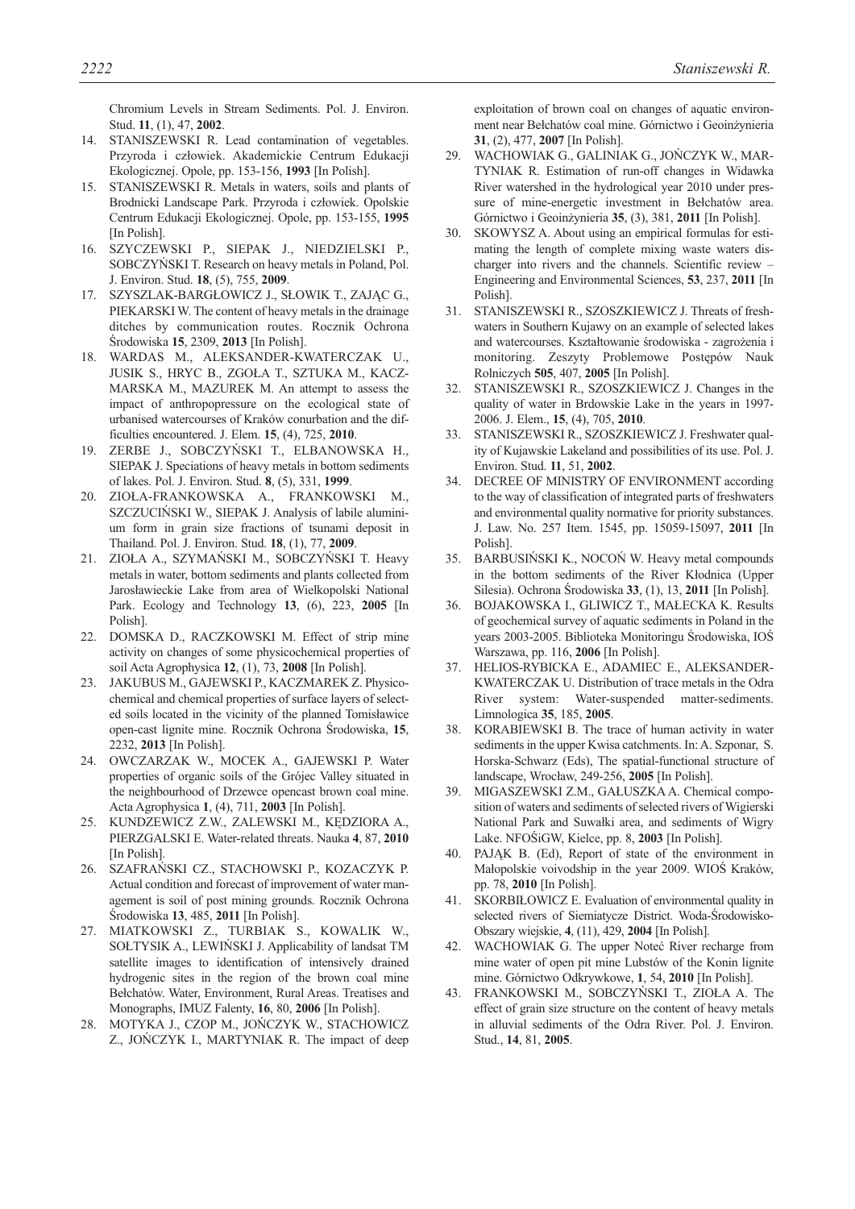Chromium Levels in Stream Sediments. Pol. J. Environ. Stud. **11**, (1), 47, **2002**.

14. STANISZEWSKI R. Lead contamination of vegetables. Przyroda i człowiek. Akademickie Centrum Edukacji Ekologicznej. Opole, pp. 153-156, **1993** [In Polish].
15. STANISZEWSKI R. Metals in waters, soils and plants of Brodnicki Landscape Park. Przyroda i człowiek. Opolskie Centrum Edukacji Ekologicznej. Opole, pp. 153-155, **1995** [In Polish].
16. SZYCZEWSKI P., SIEPAK J., NIEDZIELSKI P., SOBCZYŃSKI T. Research on heavy metals in Poland, Pol. J. Environ. Stud. **18**, (5), 755, **2009**.
17. SZYSZLAK-BARGŁOWICZ J., SŁOWIK T., ZAJĄC G., PIEKARSKI W. The content of heavy metals in the drainage ditches by communication routes. Rocznik Ochrona Środowiska **15**, 2309, **2013** [In Polish].
18. WARDAS M., ALEKSANDER-KWATERCZAK U., JUSIK S., HRYC B., ZGOŁA T., SZTUKA M., KACZMARSKA M., MAZUREK M. An attempt to assess the impact of anthropopressure on the ecological state of urbanised watercourses of Kraków conurbation and the difficulties encountered. J. Elem. **15**, (4), 725, **2010**.
19. ZERBE J., SOBCZYŃSKI T., ELBANOWSKA H., SIEPAK J. Speciations of heavy metals in bottom sediments of lakes. Pol. J. Environ. Stud. **8**, (5), 331, **1999**.
20. ZIOŁA-FRANKOWSKA A., FRANKOWSKI M., SZCZUCIŃSKI W., SIEPAK J. Analysis of labile aluminium form in grain size fractions of tsunami deposit in Thailand. Pol. J. Environ. Stud. **18**, (1), 77, **2009**.
21. ZIOŁA A., SZYMAŃSKI M., SOBCZYŃSKI T. Heavy metals in water, bottom sediments and plants collected from Jarosławieckie Lake from area of Wielkopolski National Park. Ecology and Technology **13**, (6), 223, **2005** [In Polish].
22. DOMSKA D., RACZKOWSKI M. Effect of strip mine activity on changes of some physicochemical properties of soil Acta Agrophysica **12**, (1), 73, **2008** [In Polish].
23. JAKUBUS M., GAJEWSKI P., KACZMAREK Z. Physicochemical and chemical properties of surface layers of selected soils located in the vicinity of the planned Tomisławice open-cast lignite mine. Rocznik Ochrona Środowiska, **15**, 2232, **2013** [In Polish].
24. OWCZARZAK W., MOCEK A., GAJEWSKI P. Water properties of organic soils of the Grójec Valley situated in the neighbourhood of Drzewce opencast brown coal mine. Acta Agrophysica **1**, (4), 711, **2003** [In Polish].
25. KUNDZEWICZ Z.W., ZALEWSKI M., KĘDZIORA A., PIERZGALSKI E. Water-related threats. Nauka **4**, 87, **2010** [In Polish].
26. SZAFRAŃSKI CZ., STACHOWSKI P., KOZACZYK P. Actual condition and forecast of improvement of water management is soil of post mining grounds. Rocznik Ochrona Środowiska **13**, 485, **2011** [In Polish].
27. MIATKOWSKI Z., TURBIAK S., KOWALIK W., SOŁTYSIK A., LEWIŃSKI J. Applicability of landsat TM satellite images to identification of intensively drained hydrogenic sites in the region of the brown coal mine Bełchatów. Water, Environment, Rural Areas. Treatises and Monographs, IMUZ Falenty, **16**, 80, **2006** [In Polish].
28. MOTYKA J., CZOP M., JOŃCZYK W., STACHOWICZ Z., JOŃCZYK I., MARTYNIAK R. The impact of deep exploitation of brown coal on changes of aquatic environment near Bełchatów coal mine. Górnictwo i Geoinżynieria **31**, (2), 477, **2007** [In Polish].
29. WACHOWIAK G., GALINIAK G., JOŃCZYK W., MARTYNIAK R. Estimation of run-off changes in Widawka River watershed in the hydrological year 2010 under pressure of mine-energetic investment in Bełchatów area. Górnictwo i Geoinżynieria **35**, (3), 381, **2011** [In Polish].
30. SKOWYSZ A. About using an empirical formulas for estimating the length of complete mixing waste waters discharger into rivers and the channels. Scientific review – Engineering and Environmental Sciences, **53**, 237, **2011** [In Polish].
31. STANISZEWSKI R., SZOSZKIEWICZ J. Threats of freshwaters in Southern Kujawy on an example of selected lakes and watercourses. Kształtowanie środowiska - zagrożenia i monitoring. Zeszyty Problemowe Postępów Nauk Rolniczych **505**, 407, **2005** [In Polish].
32. STANISZEWSKI R., SZOSZKIEWICZ J. Changes in the quality of water in Brdowskie Lake in the years in 1997-2006. J. Elem., **15**, (4), 705, **2010**.
33. STANISZEWSKI R., SZOSZKIEWICZ J. Freshwater quality of Kujawskie Lakeland and possibilities of its use. Pol. J. Environ. Stud. **11**, 51, **2002**.
34. DECREE OF MINISTRY OF ENVIRONMENT according to the way of classification of integrated parts of freshwaters and environmental quality normative for priority substances. J. Law. No. 257 Item. 1545, pp. 15059-15097, **2011** [In Polish].
35. BARBUSIŃSKI K., NOCOŃ W. Heavy metal compounds in the bottom sediments of the River Kłodnica (Upper Silesia). Ochrona Środowiska **33**, (1), 13, **2011** [In Polish].
36. BOJAKOWSKA I., GLIWICZ T., MAŁECKA K. Results of geochemical survey of aquatic sediments in Poland in the years 2003-2005. Biblioteka Monitoringu Środowiska, IOŚ Warszawa, pp. 116, **2006** [In Polish].
37. HELIOS-RYBICKA E., ADAMIEC E., ALEKSANDER-KWATERCZAK U. Distribution of trace metals in the Odra River system: Water-suspended matter-sediments. Limnologica **35**, 185, **2005**.
38. KORABIEWSKI B. The trace of human activity in water sediments in the upper Kwisa catchments. In: A. Szponar, S. Horska-Schwarz (Eds), The spatial-functional structure of landscape, Wrocław, 249-256, **2005** [In Polish].
39. MIGASZEWSKI Z.M., GAŁUSZKA A. Chemical composition of waters and sediments of selected rivers of Wigierski National Park and Suwałki area, and sediments of Wigry Lake. NFOŚiGW, Kielce, pp. 8, **2003** [In Polish].
40. PAJĄK B. (Ed), Report of state of the environment in Małopolskie voivodship in the year 2009. WIOŚ Kraków, pp. 78, **2010** [In Polish].
41. SKORBIŁOWICZ E. Evaluation of environmental quality in selected rivers of Siemiatycze District. Woda-Środowisko-Obszary wiejskie, **4**, (11), 429, **2004** [In Polish].
42. WACHOWIAK G. The upper Noteć River recharge from mine water of open pit mine Lubstów of the Konin lignite mine. Górnictwo Odkrywkowe, **1**, 54, **2010** [In Polish].
43. FRANKOWSKI M., SOBCZYŃSKI T., ZIOŁA A. The effect of grain size structure on the content of heavy metals in alluvial sediments of the Odra River. Pol. J. Environ. Stud., **14**, 81, **2005**.